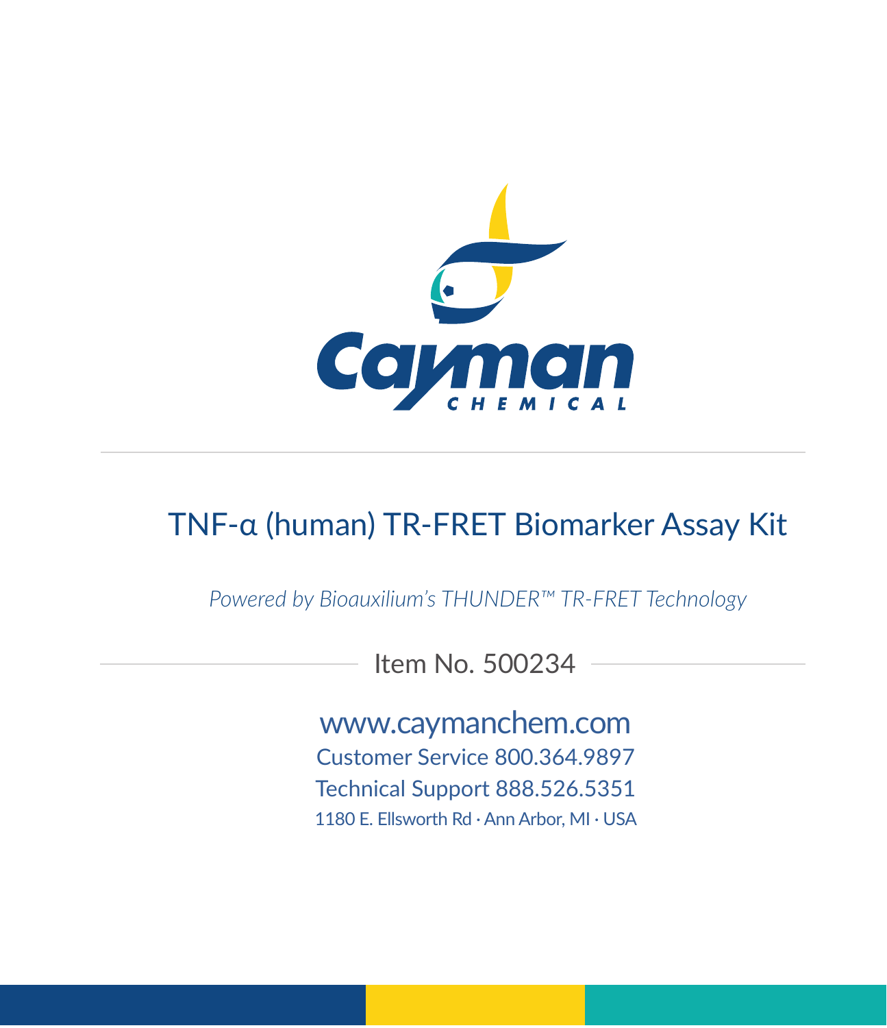Cayman CHEMICAL

# TNF-α (human) TR-FRET Biomarker Assay Kit

*Powered by Bioauxilium's THUNDER™ TR-FRET Technology*

Item No. 500234

www.caymanchem.com

Customer Service 800.364.9897

Technical Support 888.526.5351

1180 E. Ellsworth Rd · Ann Arbor, MI · USA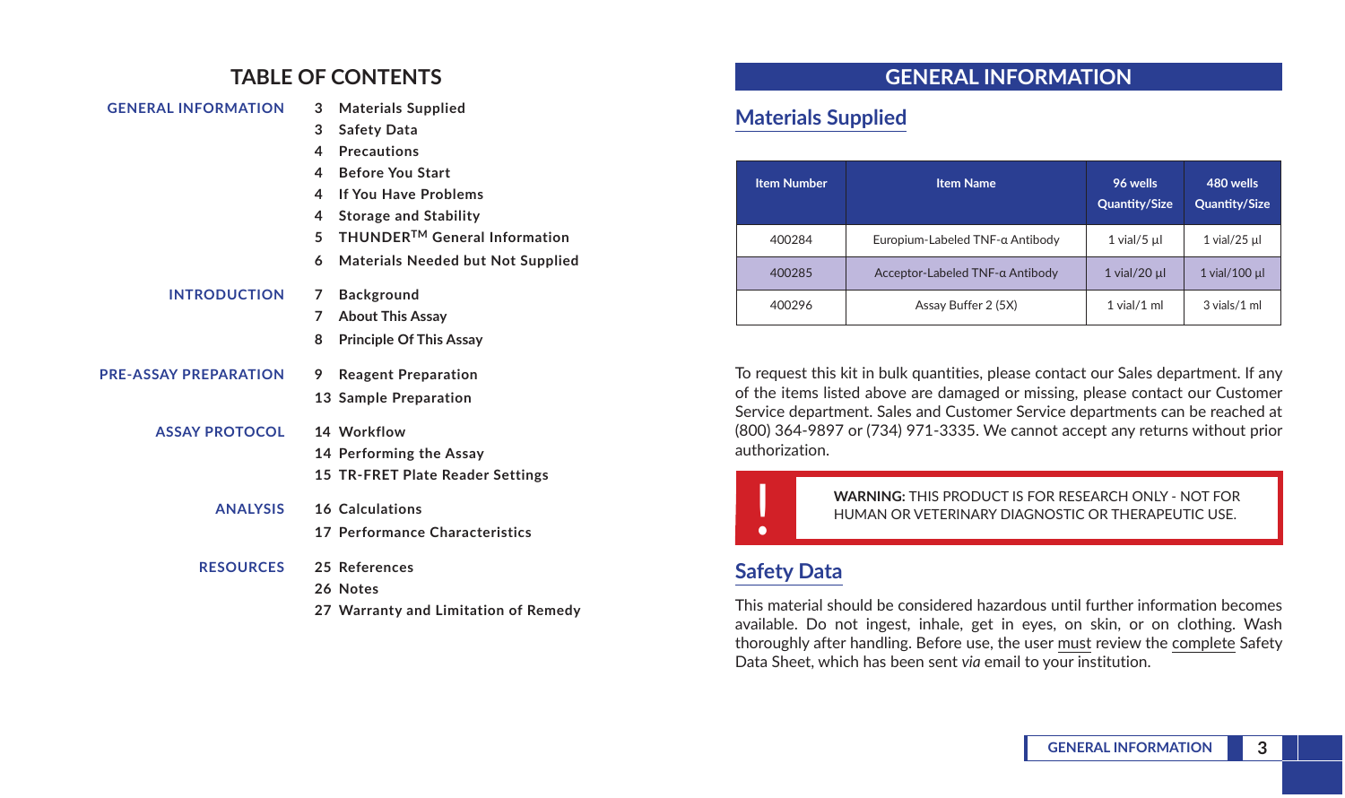# TABLE OF CONTENTS

**GENERAL INFORMATION**
- 3 Materials Supplied
- 3 Safety Data
- 4 Precautions
- 4 Before You Start
- 4 If You Have Problems
- 4 Storage and Stability
- 5 THUNDER™ General Information
- 6 Materials Needed but Not Supplied

**INTRODUCTION**
- 7 Background
- 7 About This Assay
- 8 Principle Of This Assay

**PRE-ASSAY PREPARATION**
- 9 Reagent Preparation
- 13 Sample Preparation

**ASSAY PROTOCOL**
- 14 Workflow
- 14 Performing the Assay
- 15 TR-FRET Plate Reader Settings

**ANALYSIS**
- 16 Calculations
- 17 Performance Characteristics

**RESOURCES**
- 25 References
- 26 Notes
- 27 Warranty and Limitation of Remedy

# GENERAL INFORMATION

## Materials Supplied

| Item Number | Item Name | 96 wells Quantity/Size | 480 wells Quantity/Size |
|---|---|---|---|
| 400284 | Europium-Labeled TNF-α Antibody | 1 vial/5 µl | 1 vial/25 µl |
| 400285 | Acceptor-Labeled TNF-α Antibody | 1 vial/20 µl | 1 vial/100 µl |
| 400296 | Assay Buffer 2 (5X) | 1 vial/1 ml | 3 vials/1 ml |

To request this kit in bulk quantities, please contact our Sales department. If any of the items listed above are damaged or missing, please contact our Customer Service department. Sales and Customer Service departments can be reached at (800) 364-9897 or (734) 971-3335. We cannot accept any returns without prior authorization.

> **WARNING:** THIS PRODUCT IS FOR RESEARCH ONLY - NOT FOR HUMAN OR VETERINARY DIAGNOSTIC OR THERAPEUTIC USE.

## Safety Data

This material should be considered hazardous until further information becomes available. Do not ingest, inhale, get in eyes, on skin, or on clothing. Wash thoroughly after handling. Before use, the user must review the complete Safety Data Sheet, which has been sent *via* email to your institution.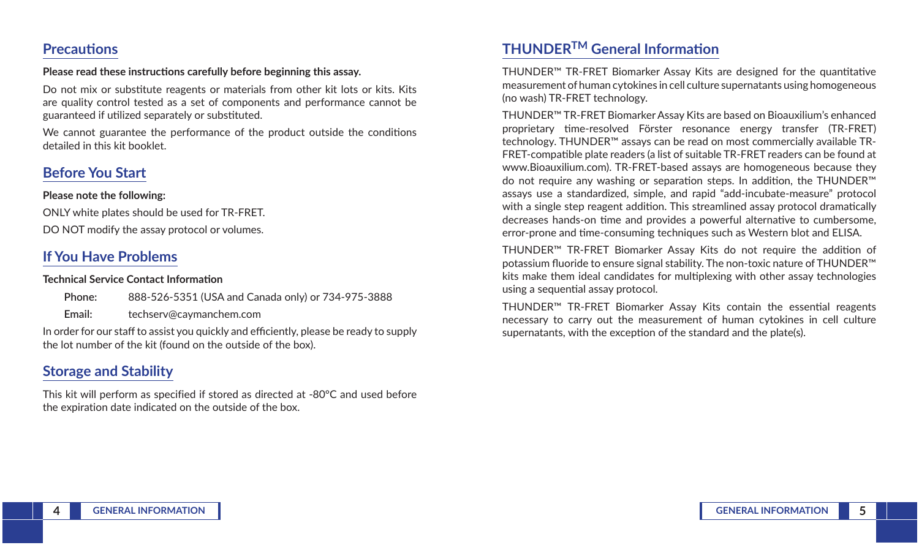## Precautions

**Please read these instructions carefully before beginning this assay.**

Do not mix or substitute reagents or materials from other kit lots or kits. Kits are quality control tested as a set of components and performance cannot be guaranteed if utilized separately or substituted.

We cannot guarantee the performance of the product outside the conditions detailed in this kit booklet.

## Before You Start

**Please note the following:**

ONLY white plates should be used for TR-FRET.

DO NOT modify the assay protocol or volumes.

## If You Have Problems

**Technical Service Contact Information**

**Phone:** 888-526-5351 (USA and Canada only) or 734-975-3888

**Email:** techserv@caymanchem.com

In order for our staff to assist you quickly and efficiently, please be ready to supply the lot number of the kit (found on the outside of the box).

## Storage and Stability

This kit will perform as specified if stored as directed at -80°C and used before the expiration date indicated on the outside of the box.

## THUNDER$^{TM}$ General Information

THUNDER™ TR-FRET Biomarker Assay Kits are designed for the quantitative measurement of human cytokines in cell culture supernatants using homogeneous (no wash) TR-FRET technology.

THUNDER™ TR-FRET Biomarker Assay Kits are based on Bioauxilium's enhanced proprietary time-resolved Förster resonance energy transfer (TR-FRET) technology. THUNDER™ assays can be read on most commercially available TR-FRET-compatible plate readers (a list of suitable TR-FRET readers can be found at www.Bioauxilium.com). TR-FRET-based assays are homogeneous because they do not require any washing or separation steps. In addition, the THUNDER™ assays use a standardized, simple, and rapid "add-incubate-measure" protocol with a single step reagent addition. This streamlined assay protocol dramatically decreases hands-on time and provides a powerful alternative to cumbersome, error-prone and time-consuming techniques such as Western blot and ELISA.

THUNDER™ TR-FRET Biomarker Assay Kits do not require the addition of potassium fluoride to ensure signal stability. The non-toxic nature of THUNDER™ kits make them ideal candidates for multiplexing with other assay technologies using a sequential assay protocol.

THUNDER™ TR-FRET Biomarker Assay Kits contain the essential reagents necessary to carry out the measurement of human cytokines in cell culture supernatants, with the exception of the standard and the plate(s).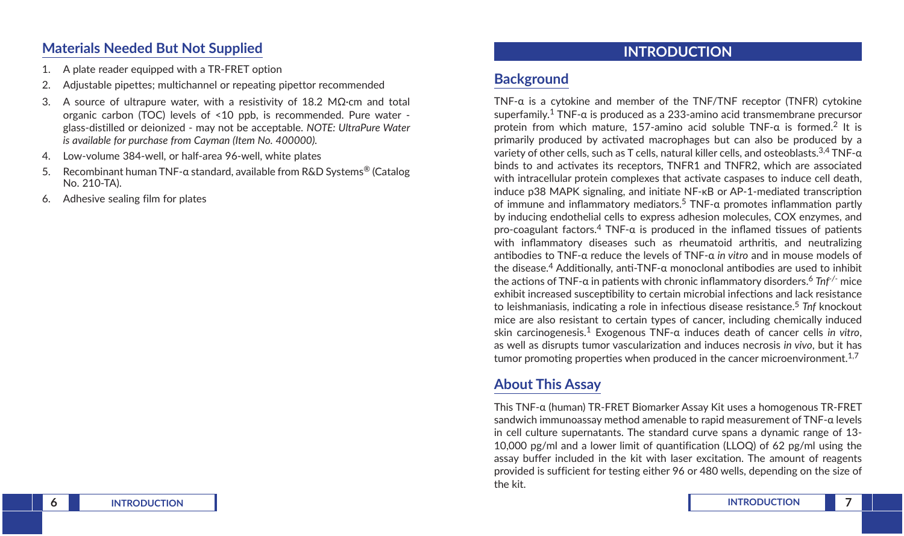## Materials Needed But Not Supplied

1. A plate reader equipped with a TR-FRET option
2. Adjustable pipettes; multichannel or repeating pipettor recommended
3. A source of ultrapure water, with a resistivity of 18.2 MΩ·cm and total organic carbon (TOC) levels of <10 ppb, is recommended. Pure water - glass-distilled or deionized - may not be acceptable. *NOTE: UltraPure Water is available for purchase from Cayman (Item No. 400000).*
4. Low-volume 384-well, or half-area 96-well, white plates
5. Recombinant human TNF-α standard, available from R&D Systems® (Catalog No. 210-TA).
6. Adhesive sealing film for plates

# INTRODUCTION

## Background

TNF-α is a cytokine and member of the TNF/TNF receptor (TNFR) cytokine superfamily.[1] TNF-α is produced as a 233-amino acid transmembrane precursor protein from which mature, 157-amino acid soluble TNF-α is formed.[2] It is primarily produced by activated macrophages but can also be produced by a variety of other cells, such as T cells, natural killer cells, and osteoblasts.[3,4] TNF-α binds to and activates its receptors, TNFR1 and TNFR2, which are associated with intracellular protein complexes that activate caspases to induce cell death, induce p38 MAPK signaling, and initiate NF-κB or AP-1-mediated transcription of immune and inflammatory mediators.[5] TNF-α promotes inflammation partly by inducing endothelial cells to express adhesion molecules, COX enzymes, and pro-coagulant factors.[4] TNF-α is produced in the inflamed tissues of patients with inflammatory diseases such as rheumatoid arthritis, and neutralizing antibodies to TNF-α reduce the levels of TNF-α *in vitro* and in mouse models of the disease.[4] Additionally, anti-TNF-α monoclonal antibodies are used to inhibit the actions of TNF-α in patients with chronic inflammatory disorders.[6] *Tnf*$^{-/-}$ mice exhibit increased susceptibility to certain microbial infections and lack resistance to leishmaniasis, indicating a role in infectious disease resistance.[5] *Tnf* knockout mice are also resistant to certain types of cancer, including chemically induced skin carcinogenesis.[1] Exogenous TNF-α induces death of cancer cells *in vitro*, as well as disrupts tumor vascularization and induces necrosis *in vivo*, but it has tumor promoting properties when produced in the cancer microenvironment.[1,7]

## About This Assay

This TNF-α (human) TR-FRET Biomarker Assay Kit uses a homogenous TR-FRET sandwich immunoassay method amenable to rapid measurement of TNF-α levels in cell culture supernatants. The standard curve spans a dynamic range of 13-10,000 pg/ml and a lower limit of quantification (LLOQ) of 62 pg/ml using the assay buffer included in the kit with laser excitation. The amount of reagents provided is sufficient for testing either 96 or 480 wells, depending on the size of the kit.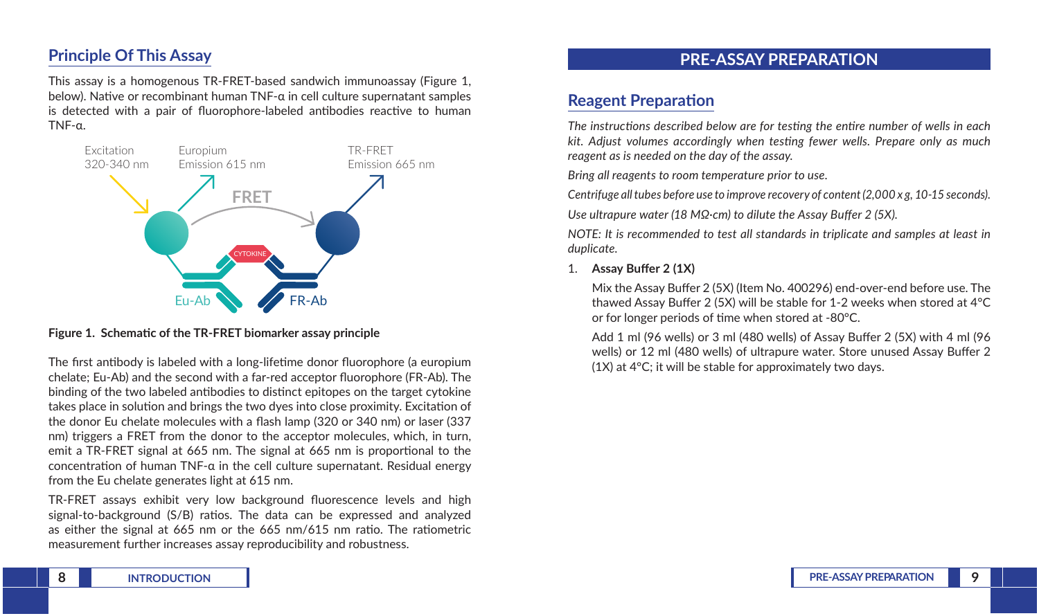## Principle Of This Assay

This assay is a homogenous TR-FRET-based sandwich immunoassay (Figure 1, below). Native or recombinant human TNF-α in cell culture supernatant samples is detected with a pair of fluorophore-labeled antibodies reactive to human TNF-α.

**Figure 1. Schematic of the TR-FRET biomarker assay principle**

The first antibody is labeled with a long-lifetime donor fluorophore (a europium chelate; Eu-Ab) and the second with a far-red acceptor fluorophore (FR-Ab). The binding of the two labeled antibodies to distinct epitopes on the target cytokine takes place in solution and brings the two dyes into close proximity. Excitation of the donor Eu chelate molecules with a flash lamp (320 or 340 nm) or laser (337 nm) triggers a FRET from the donor to the acceptor molecules, which, in turn, emit a TR-FRET signal at 665 nm. The signal at 665 nm is proportional to the concentration of human TNF-α in the cell culture supernatant. Residual energy from the Eu chelate generates light at 615 nm.

TR-FRET assays exhibit very low background fluorescence levels and high signal-to-background (S/B) ratios. The data can be expressed and analyzed as either the signal at 665 nm or the 665 nm/615 nm ratio. The ratiometric measurement further increases assay reproducibility and robustness.

# PRE-ASSAY PREPARATION

## Reagent Preparation

*The instructions described below are for testing the entire number of wells in each kit. Adjust volumes accordingly when testing fewer wells. Prepare only as much reagent as is needed on the day of the assay.*

*Bring all reagents to room temperature prior to use.*

*Centrifuge all tubes before use to improve recovery of content (2,000 x g, 10-15 seconds).*

*Use ultrapure water (18 MΩ·cm) to dilute the Assay Buffer 2 (5X).*

*NOTE: It is recommended to test all standards in triplicate and samples at least in duplicate.*

1. **Assay Buffer 2 (1X)**

   Mix the Assay Buffer 2 (5X) (Item No. 400296) end-over-end before use. The thawed Assay Buffer 2 (5X) will be stable for 1-2 weeks when stored at 4°C or for longer periods of time when stored at -80°C.

   Add 1 ml (96 wells) or 3 ml (480 wells) of Assay Buffer 2 (5X) with 4 ml (96 wells) or 12 ml (480 wells) of ultrapure water. Store unused Assay Buffer 2 (1X) at 4°C; it will be stable for approximately two days.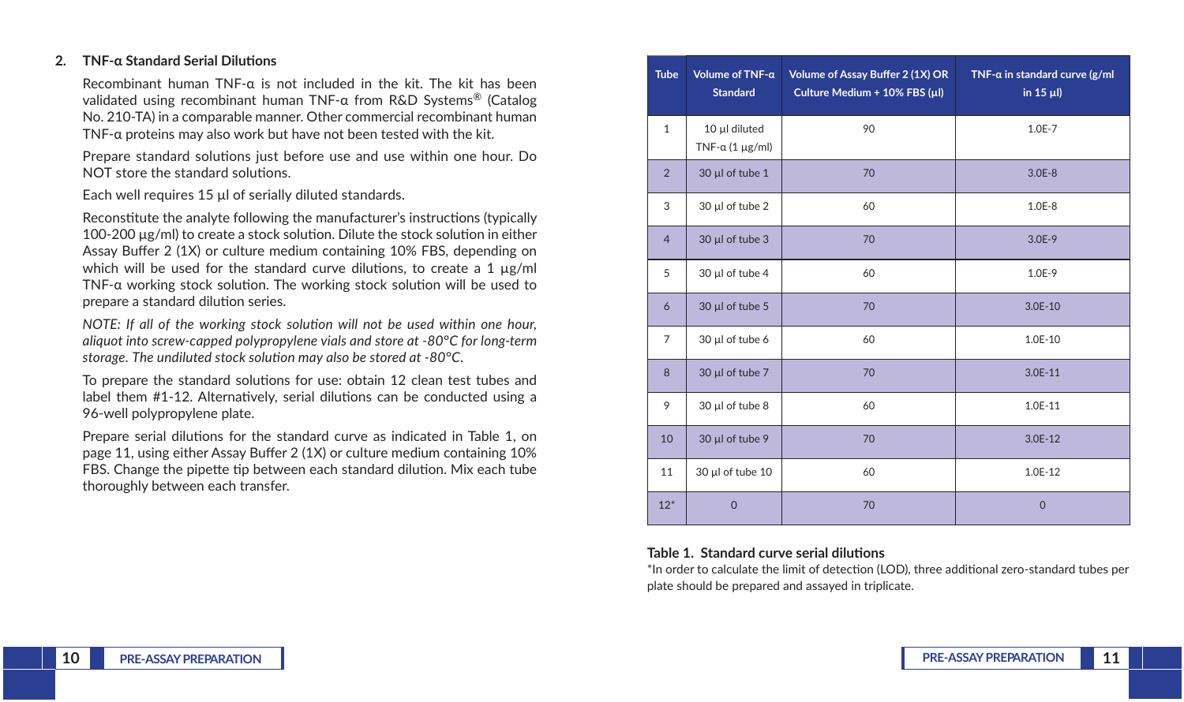## 2. TNF-α Standard Serial Dilutions

Recombinant human TNF-α is not included in the kit. The kit has been validated using recombinant human TNF-α from R&D Systems® (Catalog No. 210-TA) in a comparable manner. Other commercial recombinant human TNF-α proteins may also work but have not been tested with the kit.

Prepare standard solutions just before use and use within one hour. Do NOT store the standard solutions.

Each well requires 15 µl of serially diluted standards.

Reconstitute the analyte following the manufacturer's instructions (typically 100-200 µg/ml) to create a stock solution. Dilute the stock solution in either Assay Buffer 2 (1X) or culture medium containing 10% FBS, depending on which will be used for the standard curve dilutions, to create a 1 µg/ml TNF-α working stock solution. The working stock solution will be used to prepare a standard dilution series.

*NOTE: If all of the working stock solution will not be used within one hour, aliquot into screw-capped polypropylene vials and store at -80°C for long-term storage. The undiluted stock solution may also be stored at -80°C.*

To prepare the standard solutions for use: obtain 12 clean test tubes and label them #1-12. Alternatively, serial dilutions can be conducted using a 96-well polypropylene plate.

Prepare serial dilutions for the standard curve as indicated in Table 1, on page 11, using either Assay Buffer 2 (1X) or culture medium containing 10% FBS. Change the pipette tip between each standard dilution. Mix each tube thoroughly between each transfer.

| Tube | Volume of TNF-α Standard | Volume of Assay Buffer 2 (1X) OR Culture Medium + 10% FBS (µl) | TNF-α in standard curve (g/ml in 15 µl) |
|---|---|---|---|
| 1 | 10 µl diluted TNF-α (1 µg/ml) | 90 | 1.0E-7 |
| 2 | 30 µl of tube 1 | 70 | 3.0E-8 |
| 3 | 30 µl of tube 2 | 60 | 1.0E-8 |
| 4 | 30 µl of tube 3 | 70 | 3.0E-9 |
| 5 | 30 µl of tube 4 | 60 | 1.0E-9 |
| 6 | 30 µl of tube 5 | 70 | 3.0E-10 |
| 7 | 30 µl of tube 6 | 60 | 1.0E-10 |
| 8 | 30 µl of tube 7 | 70 | 3.0E-11 |
| 9 | 30 µl of tube 8 | 60 | 1.0E-11 |
| 10 | 30 µl of tube 9 | 70 | 3.0E-12 |
| 11 | 30 µl of tube 10 | 60 | 1.0E-12 |
| 12* | 0 | 70 | 0 |

**Table 1. Standard curve serial dilutions**

*In order to calculate the limit of detection (LOD), three additional zero-standard tubes per plate should be prepared and assayed in triplicate.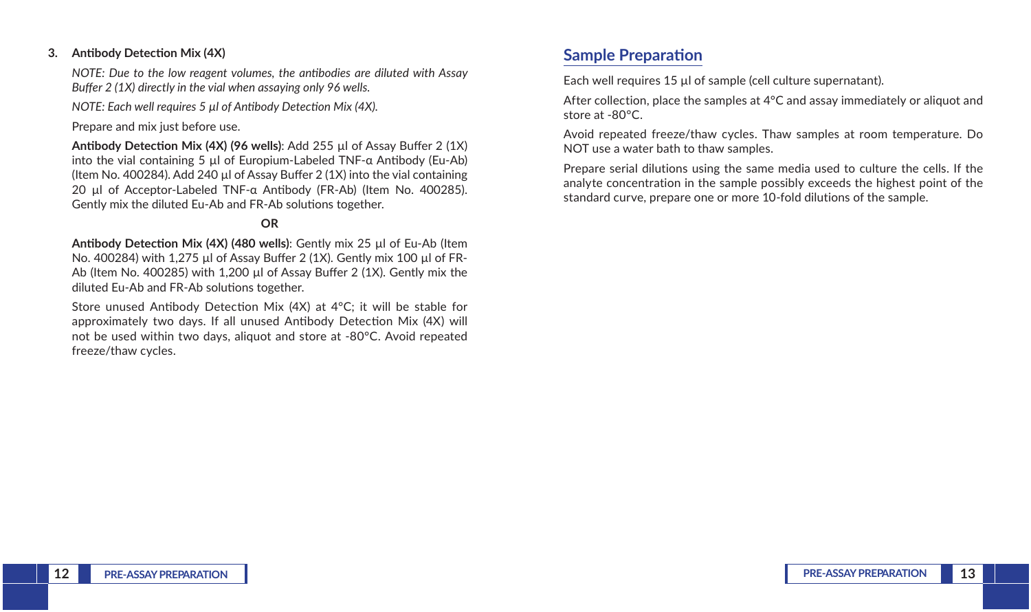3. **Antibody Detection Mix (4X)**

   *NOTE: Due to the low reagent volumes, the antibodies are diluted with Assay Buffer 2 (1X) directly in the vial when assaying only 96 wells.*

   *NOTE: Each well requires 5 µl of Antibody Detection Mix (4X).*

   Prepare and mix just before use.

   **Antibody Detection Mix (4X) (96 wells)**: Add 255 µl of Assay Buffer 2 (1X) into the vial containing 5 µl of Europium-Labeled TNF-α Antibody (Eu-Ab) (Item No. 400284). Add 240 µl of Assay Buffer 2 (1X) into the vial containing 20 µl of Acceptor-Labeled TNF-α Antibody (FR-Ab) (Item No. 400285). Gently mix the diluted Eu-Ab and FR-Ab solutions together.

   **OR**

   **Antibody Detection Mix (4X) (480 wells)**: Gently mix 25 µl of Eu-Ab (Item No. 400284) with 1,275 µl of Assay Buffer 2 (1X). Gently mix 100 µl of FR-Ab (Item No. 400285) with 1,200 µl of Assay Buffer 2 (1X). Gently mix the diluted Eu-Ab and FR-Ab solutions together.

   Store unused Antibody Detection Mix (4X) at 4°C; it will be stable for approximately two days. If all unused Antibody Detection Mix (4X) will not be used within two days, aliquot and store at -80°C. Avoid repeated freeze/thaw cycles.

## Sample Preparation

Each well requires 15 µl of sample (cell culture supernatant).

After collection, place the samples at 4°C and assay immediately or aliquot and store at -80°C.

Avoid repeated freeze/thaw cycles. Thaw samples at room temperature. Do NOT use a water bath to thaw samples.

Prepare serial dilutions using the same media used to culture the cells. If the analyte concentration in the sample possibly exceeds the highest point of the standard curve, prepare one or more 10-fold dilutions of the sample.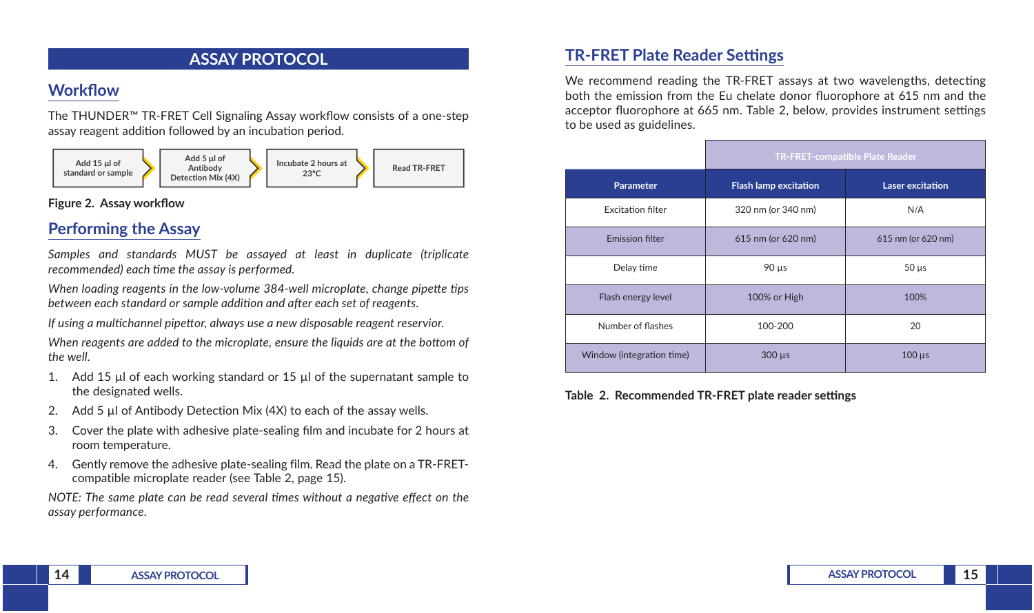# ASSAY PROTOCOL

## Workflow

The THUNDER™ TR-FRET Cell Signaling Assay workflow consists of a one-step assay reagent addition followed by an incubation period.

Add 15 µl of standard or sample → Add 5 µl of Antibody Detection Mix (4X) → Incubate 2 hours at 23°C → Read TR-FRET

**Figure 2. Assay workflow**

## Performing the Assay

*Samples and standards MUST be assayed at least in duplicate (triplicate recommended) each time the assay is performed.*

*When loading reagents in the low-volume 384-well microplate, change pipette tips between each standard or sample addition and after each set of reagents.*

*If using a multichannel pipettor, always use a new disposable reagent reservoir.*

*When reagents are added to the microplate, ensure the liquids are at the bottom of the well.*

1. Add 15 µl of each working standard or 15 µl of the supernatant sample to the designated wells.
2. Add 5 µl of Antibody Detection Mix (4X) to each of the assay wells.
3. Cover the plate with adhesive plate-sealing film and incubate for 2 hours at room temperature.
4. Gently remove the adhesive plate-sealing film. Read the plate on a TR-FRET-compatible microplate reader (see Table 2, page 15).

*NOTE: The same plate can be read several times without a negative effect on the assay performance.*

## TR-FRET Plate Reader Settings

We recommend reading the TR-FRET assays at two wavelengths, detecting both the emission from the Eu chelate donor fluorophore at 615 nm and the acceptor fluorophore at 665 nm. Table 2, below, provides instrument settings to be used as guidelines.

| | TR-FRET-compatible Plate Reader | |
|---|---|---|
| **Parameter** | **Flash lamp excitation** | **Laser excitation** |
| Excitation filter | 320 nm (or 340 nm) | N/A |
| Emission filter | 615 nm (or 620 nm) | 615 nm (or 620 nm) |
| Delay time | 90 µs | 50 µs |
| Flash energy level | 100% or High | 100% |
| Number of flashes | 100-200 | 20 |
| Window (integration time) | 300 µs | 100 µs |

**Table 2. Recommended TR-FRET plate reader settings**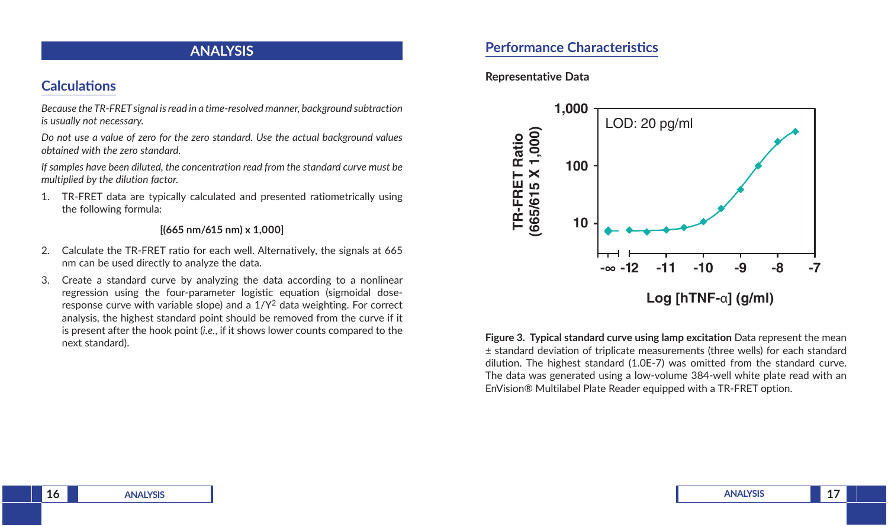# ANALYSIS

## Calculations

*Because the TR-FRET signal is read in a time-resolved manner, background subtraction is usually not necessary.*

*Do not use a value of zero for the zero standard. Use the actual background values obtained with the zero standard.*

*If samples have been diluted, the concentration read from the standard curve must be multiplied by the dilution factor.*

1. TR-FRET data are typically calculated and presented ratiometrically using the following formula:

   **[(665 nm/615 nm) x 1,000]**

2. Calculate the TR-FRET ratio for each well. Alternatively, the signals at 665 nm can be used directly to analyze the data.
3. Create a standard curve by analyzing the data according to a nonlinear regression using the four-parameter logistic equation (sigmoidal dose-response curve with variable slope) and a $1/Y^2$ data weighting. For correct analysis, the highest standard point should be removed from the curve if it is present after the hook point (*i.e.*, if it shows lower counts compared to the next standard).

## Performance Characteristics

**Representative Data**

**Figure 3. Typical standard curve using lamp excitation** Data represent the mean ± standard deviation of triplicate measurements (three wells) for each standard dilution. The highest standard (1.0E-7) was omitted from the standard curve. The data was generated using a low-volume 384-well white plate read with an EnVision® Multilabel Plate Reader equipped with a TR-FRET option.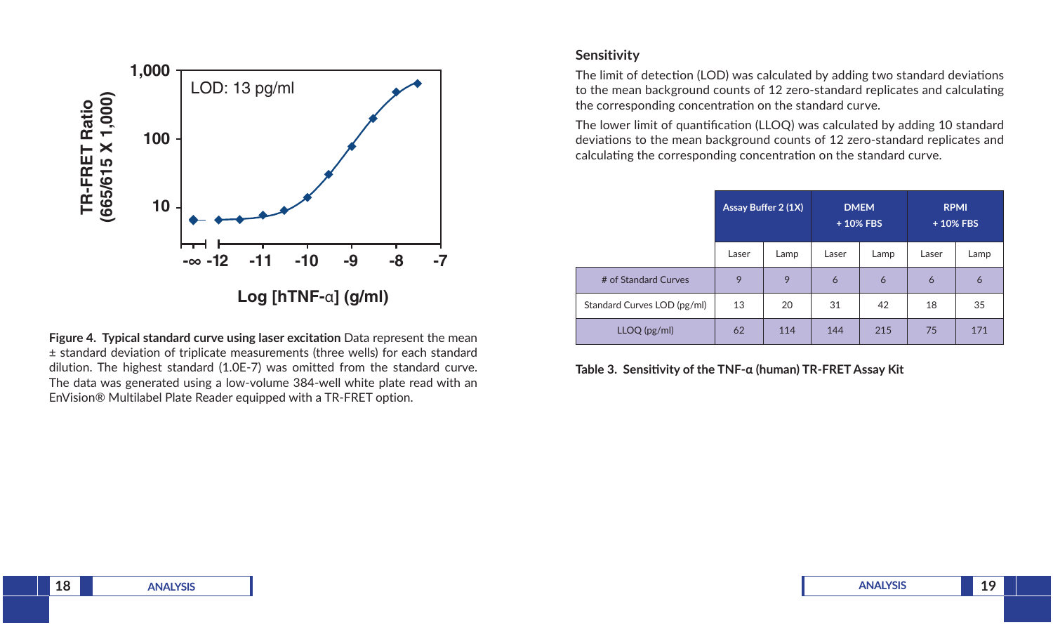Figure 4. Typical standard curve using laser excitation Data represent the mean ± standard deviation of triplicate measurements (three wells) for each standard dilution. The highest standard (1.0E-7) was omitted from the standard curve. The data was generated using a low-volume 384-well white plate read with an EnVision® Multilabel Plate Reader equipped with a TR-FRET option.

## Sensitivity

The limit of detection (LOD) was calculated by adding two standard deviations to the mean background counts of 12 zero-standard replicates and calculating the corresponding concentration on the standard curve.

The lower limit of quantification (LLOQ) was calculated by adding 10 standard deviations to the mean background counts of 12 zero-standard replicates and calculating the corresponding concentration on the standard curve.

| | Assay Buffer 2 (1X) | | DMEM + 10% FBS | | RPMI + 10% FBS | |
|---|---|---|---|---|---|---|
| | Laser | Lamp | Laser | Lamp | Laser | Lamp |
| # of Standard Curves | 9 | 9 | 6 | 6 | 6 | 6 |
| Standard Curves LOD (pg/ml) | 13 | 20 | 31 | 42 | 18 | 35 |
| LLOQ (pg/ml) | 62 | 114 | 144 | 215 | 75 | 171 |

Table 3. Sensitivity of the TNF-α (human) TR-FRET Assay Kit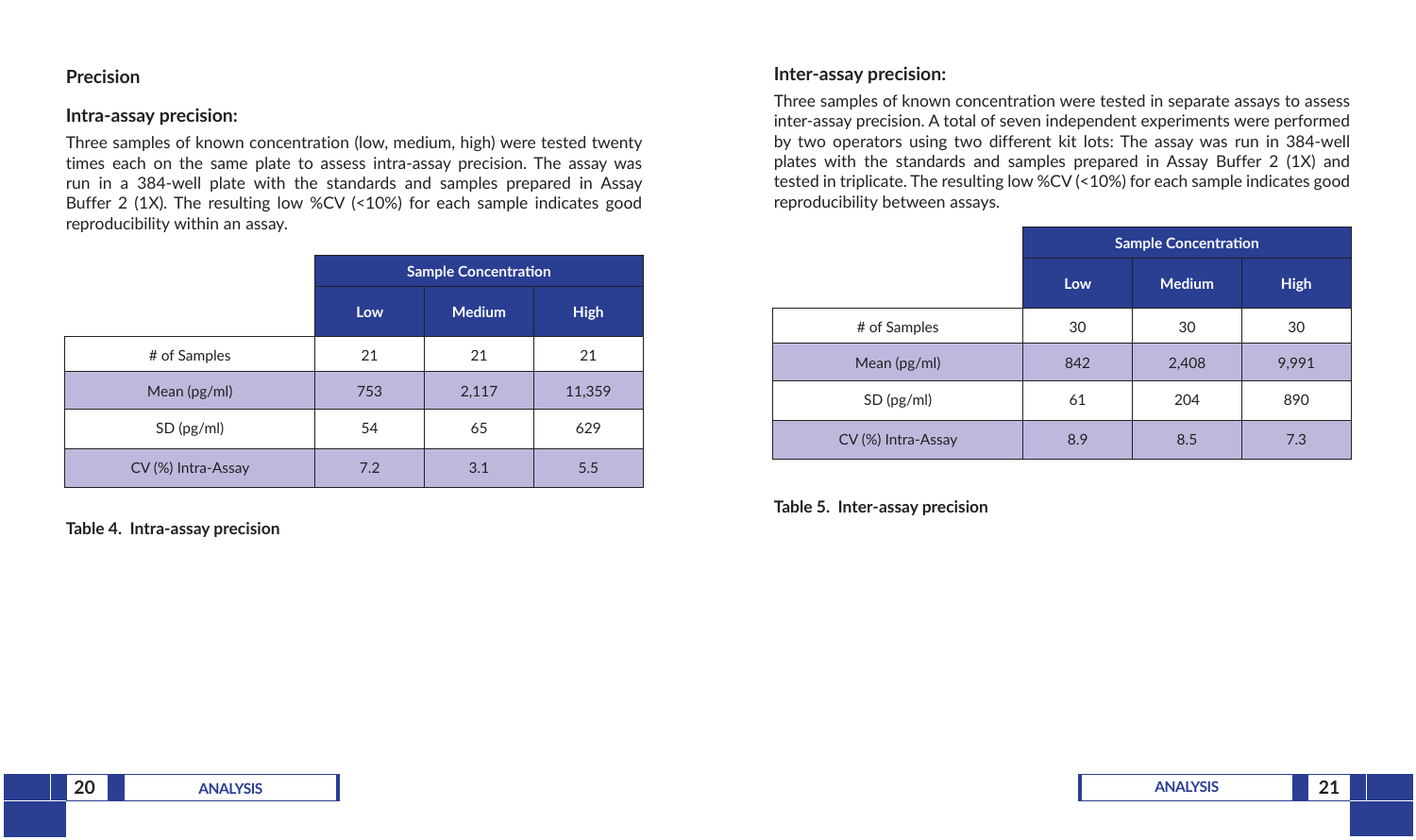## Precision

### Intra-assay precision:

Three samples of known concentration (low, medium, high) were tested twenty times each on the same plate to assess intra-assay precision. The assay was run in a 384-well plate with the standards and samples prepared in Assay Buffer 2 (1X). The resulting low %CV (<10%) for each sample indicates good reproducibility within an assay.

| | Sample Concentration | | |
|---|---|---|---|
| | Low | Medium | High |
| # of Samples | 21 | 21 | 21 |
| Mean (pg/ml) | 753 | 2,117 | 11,359 |
| SD (pg/ml) | 54 | 65 | 629 |
| CV (%) Intra-Assay | 7.2 | 3.1 | 5.5 |

**Table 4. Intra-assay precision**

### Inter-assay precision:

Three samples of known concentration were tested in separate assays to assess inter-assay precision. A total of seven independent experiments were performed by two operators using two different kit lots: The assay was run in 384-well plates with the standards and samples prepared in Assay Buffer 2 (1X) and tested in triplicate. The resulting low %CV (<10%) for each sample indicates good reproducibility between assays.

| | Sample Concentration | | |
|---|---|---|---|
| | Low | Medium | High |
| # of Samples | 30 | 30 | 30 |
| Mean (pg/ml) | 842 | 2,408 | 9,991 |
| SD (pg/ml) | 61 | 204 | 890 |
| CV (%) Intra-Assay | 8.9 | 8.5 | 7.3 |

**Table 5. Inter-assay precision**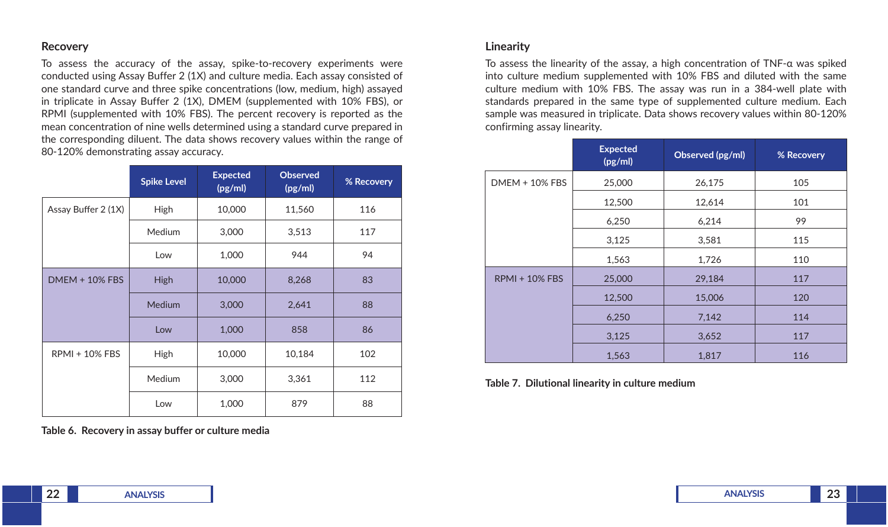## Recovery

To assess the accuracy of the assay, spike-to-recovery experiments were conducted using Assay Buffer 2 (1X) and culture media. Each assay consisted of one standard curve and three spike concentrations (low, medium, high) assayed in triplicate in Assay Buffer 2 (1X), DMEM (supplemented with 10% FBS), or RPMI (supplemented with 10% FBS). The percent recovery is reported as the mean concentration of nine wells determined using a standard curve prepared in the corresponding diluent. The data shows recovery values within the range of 80-120% demonstrating assay accuracy.

| | Spike Level | Expected (pg/ml) | Observed (pg/ml) | % Recovery |
|---|---|---|---|---|
| Assay Buffer 2 (1X) | High | 10,000 | 11,560 | 116 |
| | Medium | 3,000 | 3,513 | 117 |
| | Low | 1,000 | 944 | 94 |
| DMEM + 10% FBS | High | 10,000 | 8,268 | 83 |
| | Medium | 3,000 | 2,641 | 88 |
| | Low | 1,000 | 858 | 86 |
| RPMI + 10% FBS | High | 10,000 | 10,184 | 102 |
| | Medium | 3,000 | 3,361 | 112 |
| | Low | 1,000 | 879 | 88 |

**Table 6. Recovery in assay buffer or culture media**

## Linearity

To assess the linearity of the assay, a high concentration of TNF-α was spiked into culture medium supplemented with 10% FBS and diluted with the same culture medium with 10% FBS. The assay was run in a 384-well plate with standards prepared in the same type of supplemented culture medium. Each sample was measured in triplicate. Data shows recovery values within 80-120% confirming assay linearity.

| | Expected (pg/ml) | Observed (pg/ml) | % Recovery |
|---|---|---|---|
| DMEM + 10% FBS | 25,000 | 26,175 | 105 |
| | 12,500 | 12,614 | 101 |
| | 6,250 | 6,214 | 99 |
| | 3,125 | 3,581 | 115 |
| | 1,563 | 1,726 | 110 |
| RPMI + 10% FBS | 25,000 | 29,184 | 117 |
| | 12,500 | 15,006 | 120 |
| | 6,250 | 7,142 | 114 |
| | 3,125 | 3,652 | 117 |
| | 1,563 | 1,817 | 116 |

**Table 7. Dilutional linearity in culture medium**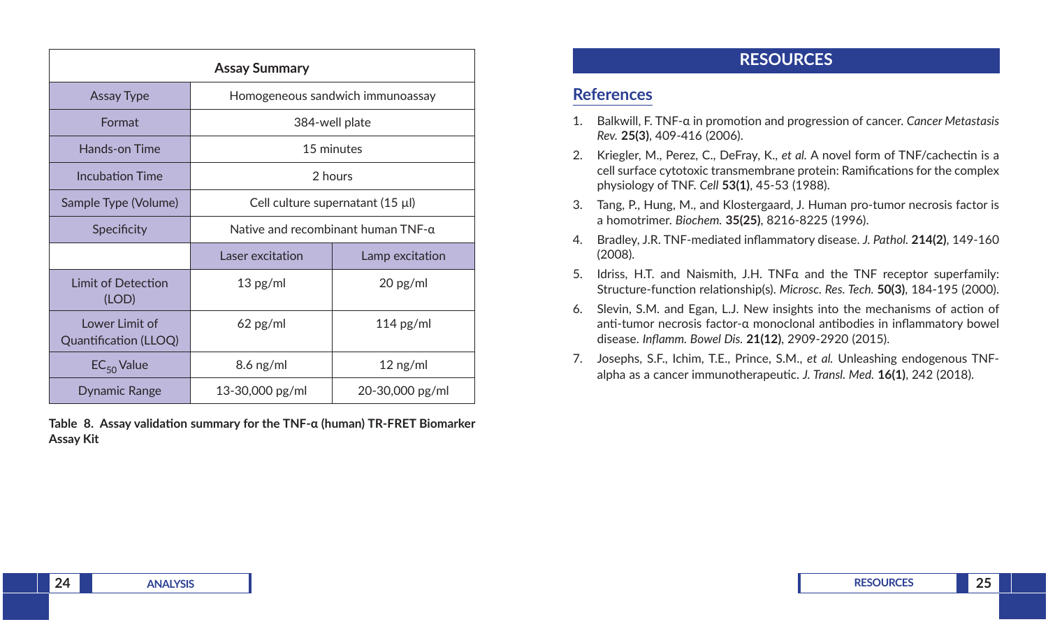| Assay Summary | | |
|---|---|---|
| Assay Type | Homogeneous sandwich immunoassay | |
| Format | 384-well plate | |
| Hands-on Time | 15 minutes | |
| Incubation Time | 2 hours | |
| Sample Type (Volume) | Cell culture supernatant (15 µl) | |
| Specificity | Native and recombinant human TNF-α | |
| | Laser excitation | Lamp excitation |
| Limit of Detection (LOD) | 13 pg/ml | 20 pg/ml |
| Lower Limit of Quantification (LLOQ) | 62 pg/ml | 114 pg/ml |
| $EC_{50}$ Value | 8.6 ng/ml | 12 ng/ml |
| Dynamic Range | 13-30,000 pg/ml | 20-30,000 pg/ml |

**Table 8. Assay validation summary for the TNF-α (human) TR-FRET Biomarker Assay Kit**

# RESOURCES

## References

1. Balkwill, F. TNF-α in promotion and progression of cancer. *Cancer Metastasis Rev.* **25(3)**, 409-416 (2006).
2. Kriegler, M., Perez, C., DeFray, K., *et al.* A novel form of TNF/cachectin is a cell surface cytotoxic transmembrane protein: Ramifications for the complex physiology of TNF. *Cell* **53(1)**, 45-53 (1988).
3. Tang, P., Hung, M., and Klostergaard, J. Human pro-tumor necrosis factor is a homotrimer. *Biochem.* **35(25)**, 8216-8225 (1996).
4. Bradley, J.R. TNF-mediated inflammatory disease. *J. Pathol.* **214(2)**, 149-160 (2008).
5. Idriss, H.T. and Naismith, J.H. TNFα and the TNF receptor superfamily: Structure-function relationship(s). *Microsc. Res. Tech.* **50(3)**, 184-195 (2000).
6. Slevin, S.M. and Egan, L.J. New insights into the mechanisms of action of anti-tumor necrosis factor-α monoclonal antibodies in inflammatory bowel disease. *Inflamm. Bowel Dis.* **21(12)**, 2909-2920 (2015).
7. Josephs, S.F., Ichim, T.E., Prince, S.M., *et al.* Unleashing endogenous TNF-alpha as a cancer immunotherapeutic. *J. Transl. Med.* **16(1)**, 242 (2018).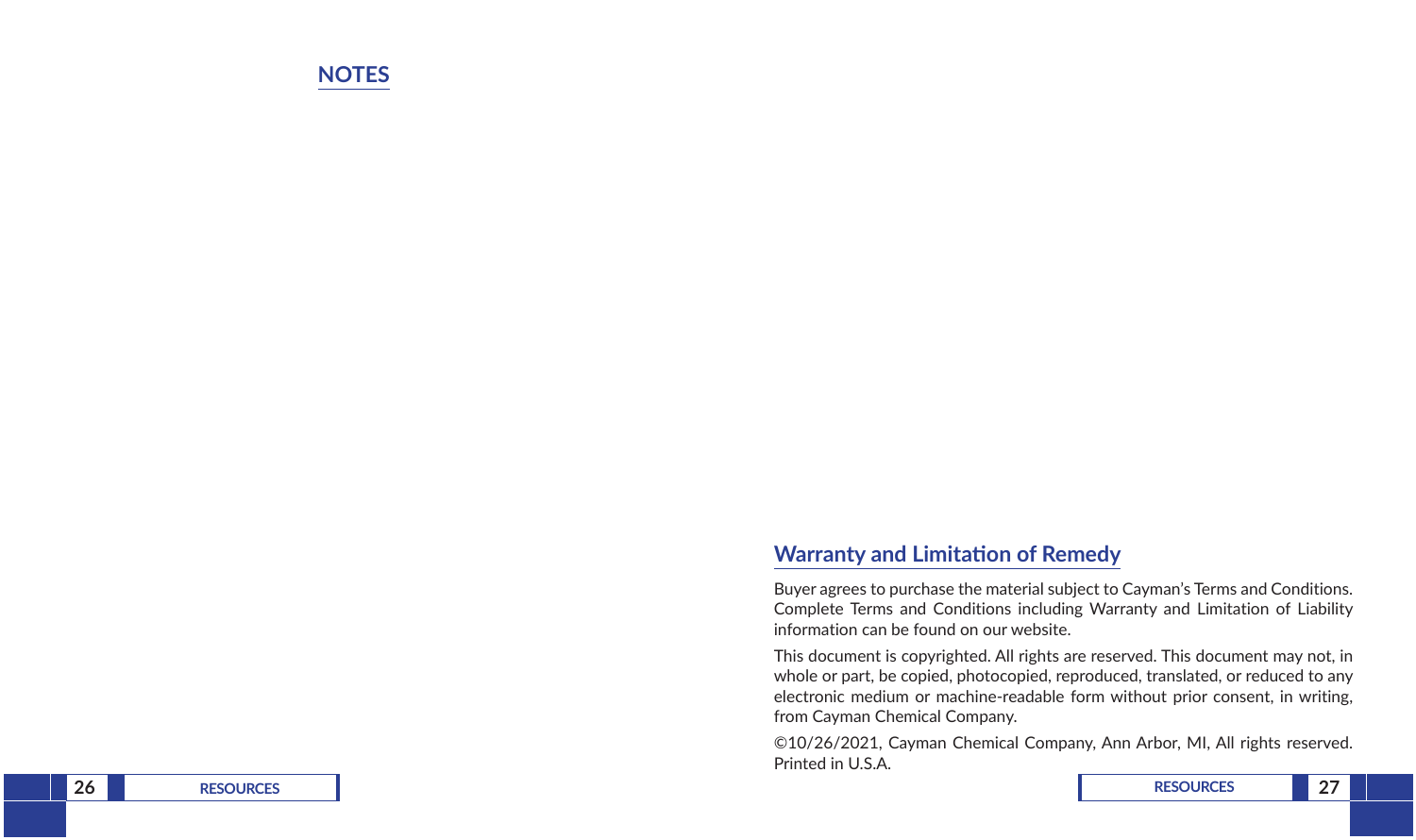## NOTES

## Warranty and Limitation of Remedy

Buyer agrees to purchase the material subject to Cayman's Terms and Conditions. Complete Terms and Conditions including Warranty and Limitation of Liability information can be found on our website.

This document is copyrighted. All rights are reserved. This document may not, in whole or part, be copied, photocopied, reproduced, translated, or reduced to any electronic medium or machine-readable form without prior consent, in writing, from Cayman Chemical Company.

©10/26/2021, Cayman Chemical Company, Ann Arbor, MI, All rights reserved. Printed in U.S.A.